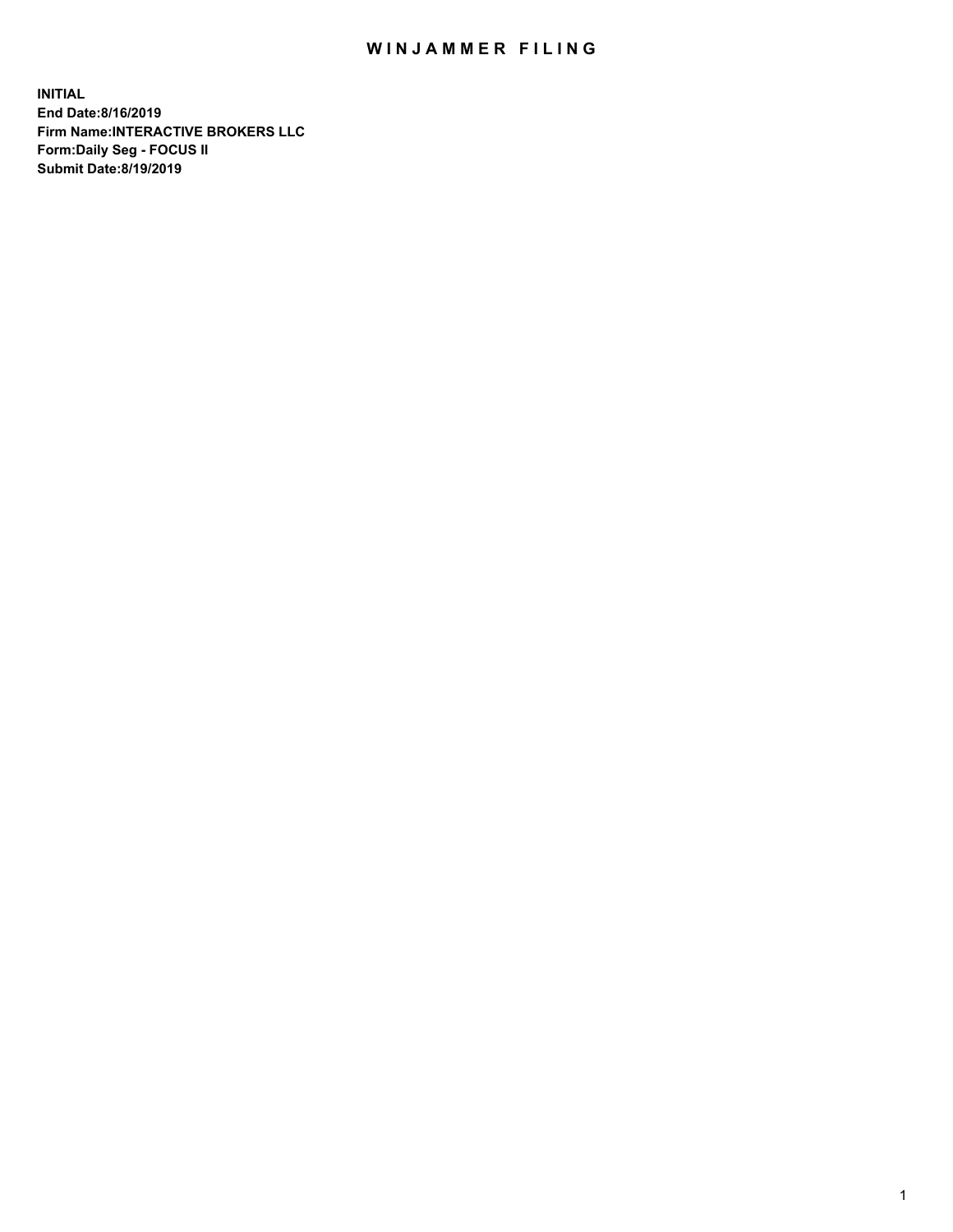# WINJAMMER FILING

**INITIAL**
**End Date:8/16/2019**
**Firm Name:INTERACTIVE BROKERS LLC**
**Form:Daily Seg - FOCUS II**
**Submit Date:8/19/2019**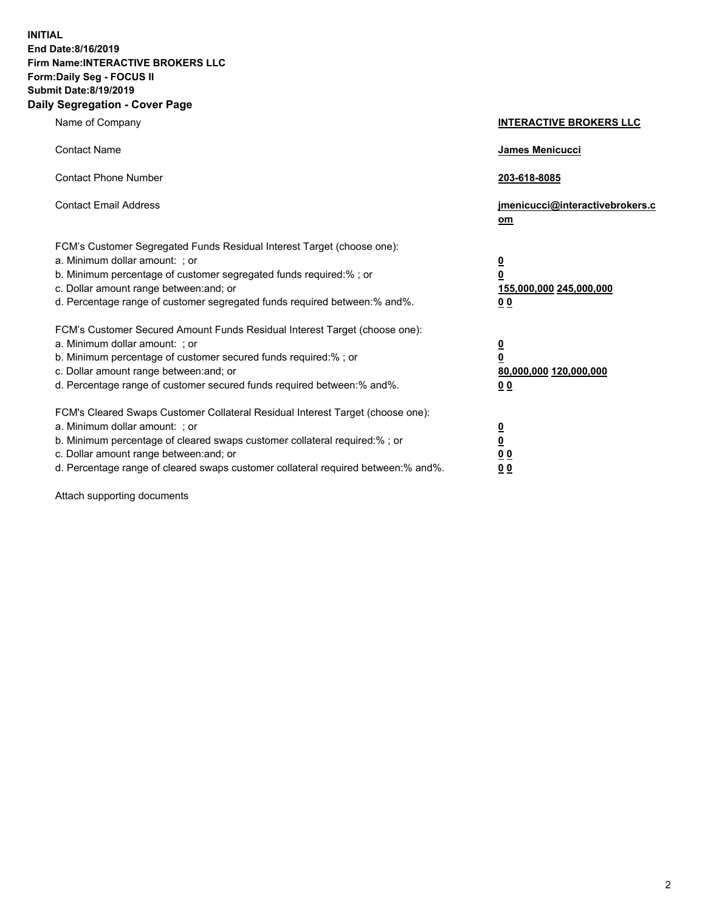**INITIAL**
**End Date:8/16/2019**
**Firm Name:INTERACTIVE BROKERS LLC**
**Form:Daily Seg - FOCUS II**
**Submit Date:8/19/2019**
**Daily Segregation - Cover Page**

| | |
|---|---|
| Name of Company | **INTERACTIVE BROKERS LLC** |
| Contact Name | **James Menicucci** |
| Contact Phone Number | **203-618-8085** |
| Contact Email Address | **jmenicucci@interactivebrokers.com** |
| FCM's Customer Segregated Funds Residual Interest Target (choose one): | |
| a. Minimum dollar amount: ; or | **0** |
| b. Minimum percentage of customer segregated funds required:% ; or | **0** |
| c. Dollar amount range between:and; or | **155,000,000 245,000,000** |
| d. Percentage range of customer segregated funds required between:% and%. | **0 0** |
| FCM's Customer Secured Amount Funds Residual Interest Target (choose one): | |
| a. Minimum dollar amount: ; or | **0** |
| b. Minimum percentage of customer secured funds required:% ; or | **0** |
| c. Dollar amount range between:and; or | **80,000,000 120,000,000** |
| d. Percentage range of customer secured funds required between:% and%. | **0 0** |
| FCM's Cleared Swaps Customer Collateral Residual Interest Target (choose one): | |
| a. Minimum dollar amount: ; or | **0** |
| b. Minimum percentage of cleared swaps customer collateral required:% ; or | **0** |
| c. Dollar amount range between:and; or | **0 0** |
| d. Percentage range of cleared swaps customer collateral required between:% and%. | **0 0** |

Attach supporting documents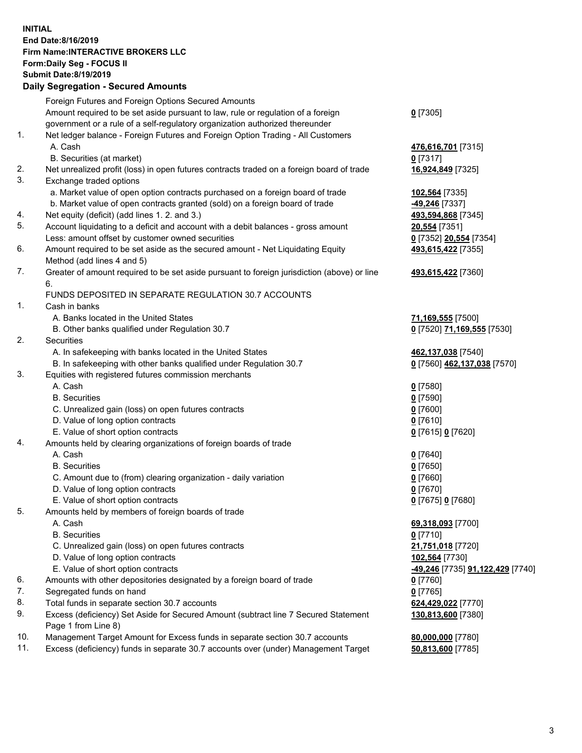**INITIAL**
**End Date:8/16/2019**
**Firm Name:INTERACTIVE BROKERS LLC**
**Form:Daily Seg - FOCUS II**
**Submit Date:8/19/2019**

## Daily Segregation - Secured Amounts

| | | |
|---|---|---|
| | Foreign Futures and Foreign Options Secured Amounts | |
| | Amount required to be set aside pursuant to law, rule or regulation of a foreign government or a rule of a self-regulatory organization authorized thereunder | **0** [7305] |
| 1. | Net ledger balance - Foreign Futures and Foreign Option Trading - All Customers | |
| | A. Cash | **476,616,701** [7315] |
| | B. Securities (at market) | **0** [7317] |
| 2. | Net unrealized profit (loss) in open futures contracts traded on a foreign board of trade | **16,924,849** [7325] |
| 3. | Exchange traded options | |
| | a. Market value of open option contracts purchased on a foreign board of trade | **102,564** [7335] |
| | b. Market value of open contracts granted (sold) on a foreign board of trade | **-49,246** [7337] |
| 4. | Net equity (deficit) (add lines 1. 2. and 3.) | **493,594,868** [7345] |
| 5. | Account liquidating to a deficit and account with a debit balances - gross amount | **20,554** [7351] |
| | Less: amount offset by customer owned securities | **0** [7352] **20,554** [7354] |
| 6. | Amount required to be set aside as the secured amount - Net Liquidating Equity Method (add lines 4 and 5) | **493,615,422** [7355] |
| 7. | Greater of amount required to be set aside pursuant to foreign jurisdiction (above) or line 6. | **493,615,422** [7360] |
| | FUNDS DEPOSITED IN SEPARATE REGULATION 30.7 ACCOUNTS | |
| 1. | Cash in banks | |
| | A. Banks located in the United States | **71,169,555** [7500] |
| | B. Other banks qualified under Regulation 30.7 | **0** [7520] **71,169,555** [7530] |
| 2. | Securities | |
| | A. In safekeeping with banks located in the United States | **462,137,038** [7540] |
| | B. In safekeeping with other banks qualified under Regulation 30.7 | **0** [7560] **462,137,038** [7570] |
| 3. | Equities with registered futures commission merchants | |
| | A. Cash | **0** [7580] |
| | B. Securities | **0** [7590] |
| | C. Unrealized gain (loss) on open futures contracts | **0** [7600] |
| | D. Value of long option contracts | **0** [7610] |
| | E. Value of short option contracts | **0** [7615] **0** [7620] |
| 4. | Amounts held by clearing organizations of foreign boards of trade | |
| | A. Cash | **0** [7640] |
| | B. Securities | **0** [7650] |
| | C. Amount due to (from) clearing organization - daily variation | **0** [7660] |
| | D. Value of long option contracts | **0** [7670] |
| | E. Value of short option contracts | **0** [7675] **0** [7680] |
| 5. | Amounts held by members of foreign boards of trade | |
| | A. Cash | **69,318,093** [7700] |
| | B. Securities | **0** [7710] |
| | C. Unrealized gain (loss) on open futures contracts | **21,751,018** [7720] |
| | D. Value of long option contracts | **102,564** [7730] |
| | E. Value of short option contracts | **-49,246** [7735] **91,122,429** [7740] |
| 6. | Amounts with other depositories designated by a foreign board of trade | **0** [7760] |
| 7. | Segregated funds on hand | **0** [7765] |
| 8. | Total funds in separate section 30.7 accounts | **624,429,022** [7770] |
| 9. | Excess (deficiency) Set Aside for Secured Amount (subtract line 7 Secured Statement Page 1 from Line 8) | **130,813,600** [7380] |
| 10. | Management Target Amount for Excess funds in separate section 30.7 accounts | **80,000,000** [7780] |
| 11. | Excess (deficiency) funds in separate 30.7 accounts over (under) Management Target | **50,813,600** [7785] |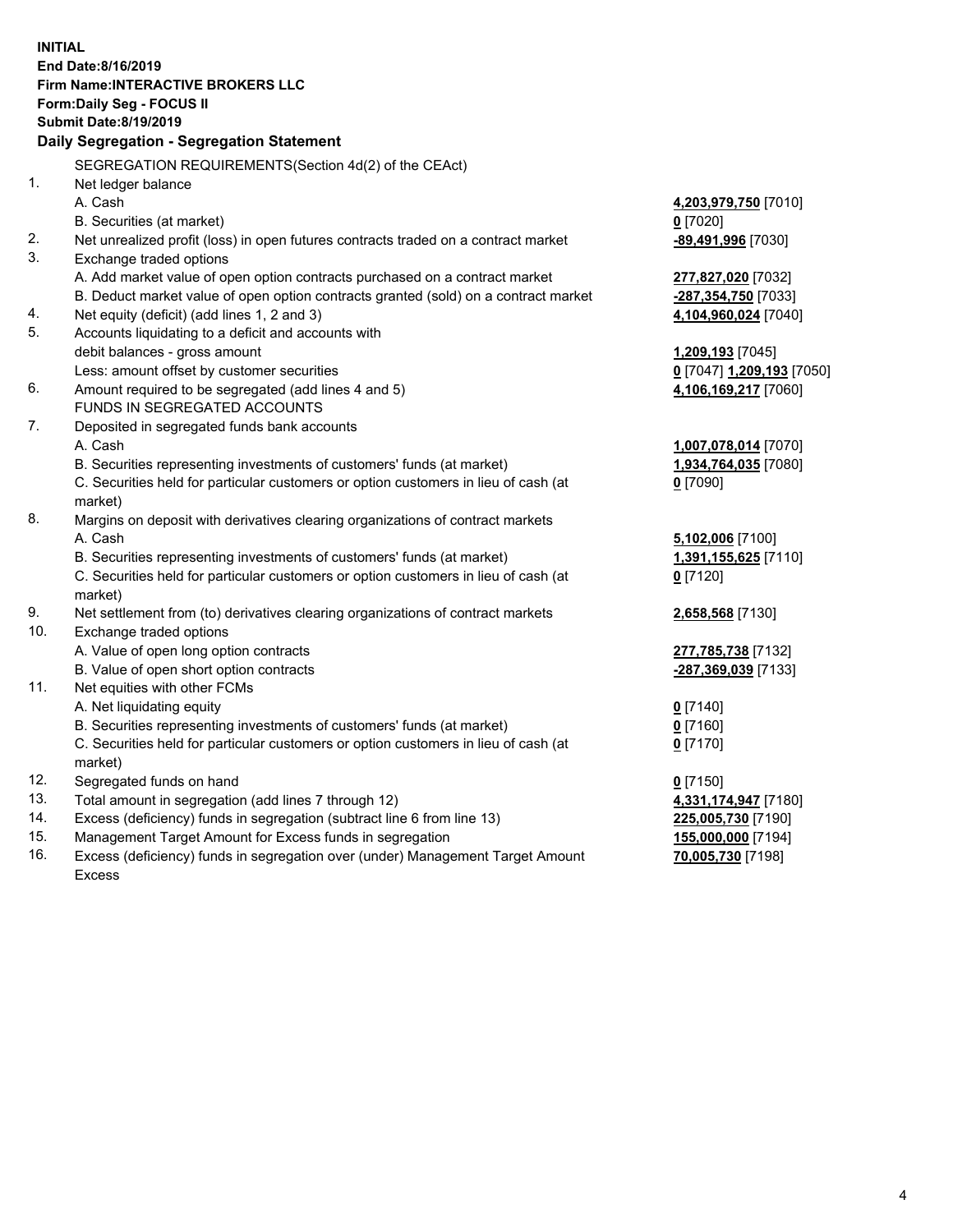**INITIAL**
**End Date:8/16/2019**
**Firm Name:INTERACTIVE BROKERS LLC**
**Form:Daily Seg - FOCUS II**
**Submit Date:8/19/2019**

**Daily Segregation - Segregation Statement**

SEGREGATION REQUIREMENTS(Section 4d(2) of the CEAct)

| | | |
|---|---|---|
| 1. | Net ledger balance | |
| | A. Cash | **4,203,979,750** [7010] |
| | B. Securities (at market) | **0** [7020] |
| 2. | Net unrealized profit (loss) in open futures contracts traded on a contract market | **-89,491,996** [7030] |
| 3. | Exchange traded options | |
| | A. Add market value of open option contracts purchased on a contract market | **277,827,020** [7032] |
| | B. Deduct market value of open option contracts granted (sold) on a contract market | **-287,354,750** [7033] |
| 4. | Net equity (deficit) (add lines 1, 2 and 3) | **4,104,960,024** [7040] |
| 5. | Accounts liquidating to a deficit and accounts with | |
| | debit balances - gross amount | **1,209,193** [7045] |
| | Less: amount offset by customer securities | **0** [7047] **1,209,193** [7050] |
| 6. | Amount required to be segregated (add lines 4 and 5) | **4,106,169,217** [7060] |
| | FUNDS IN SEGREGATED ACCOUNTS | |
| 7. | Deposited in segregated funds bank accounts | |
| | A. Cash | **1,007,078,014** [7070] |
| | B. Securities representing investments of customers' funds (at market) | **1,934,764,035** [7080] |
| | C. Securities held for particular customers or option customers in lieu of cash (at market) | **0** [7090] |
| 8. | Margins on deposit with derivatives clearing organizations of contract markets | |
| | A. Cash | **5,102,006** [7100] |
| | B. Securities representing investments of customers' funds (at market) | **1,391,155,625** [7110] |
| | C. Securities held for particular customers or option customers in lieu of cash (at market) | **0** [7120] |
| 9. | Net settlement from (to) derivatives clearing organizations of contract markets | **2,658,568** [7130] |
| 10. | Exchange traded options | |
| | A. Value of open long option contracts | **277,785,738** [7132] |
| | B. Value of open short option contracts | **-287,369,039** [7133] |
| 11. | Net equities with other FCMs | |
| | A. Net liquidating equity | **0** [7140] |
| | B. Securities representing investments of customers' funds (at market) | **0** [7160] |
| | C. Securities held for particular customers or option customers in lieu of cash (at market) | **0** [7170] |
| 12. | Segregated funds on hand | **0** [7150] |
| 13. | Total amount in segregation (add lines 7 through 12) | **4,331,174,947** [7180] |
| 14. | Excess (deficiency) funds in segregation (subtract line 6 from line 13) | **225,005,730** [7190] |
| 15. | Management Target Amount for Excess funds in segregation | **155,000,000** [7194] |
| 16. | Excess (deficiency) funds in segregation over (under) Management Target Amount Excess | **70,005,730** [7198] |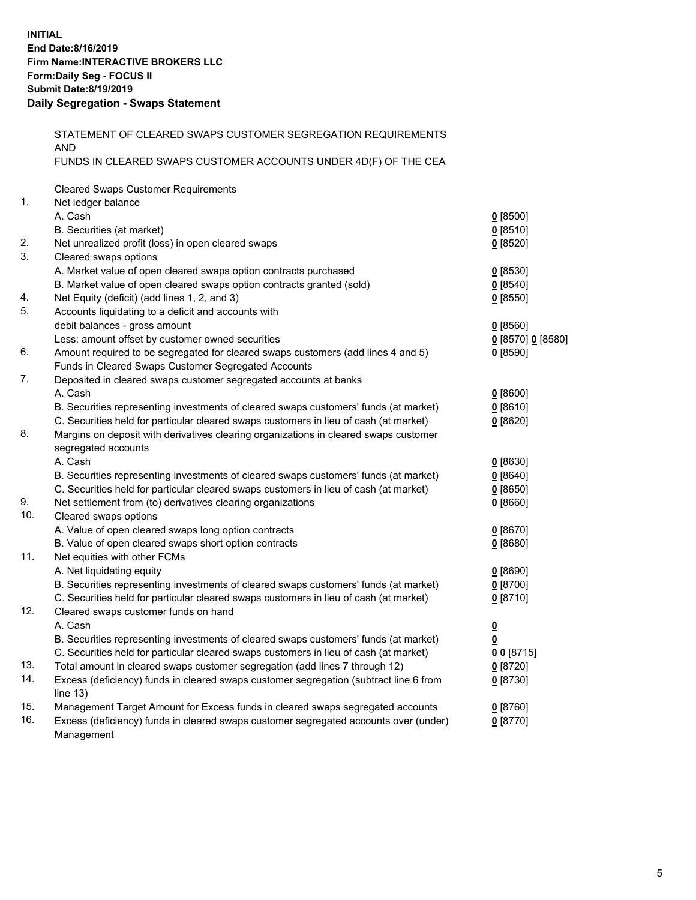**INITIAL**
**End Date:8/16/2019**
**Firm Name:INTERACTIVE BROKERS LLC**
**Form:Daily Seg - FOCUS II**
**Submit Date:8/19/2019**
**Daily Segregation - Swaps Statement**

STATEMENT OF CLEARED SWAPS CUSTOMER SEGREGATION REQUIREMENTS AND FUNDS IN CLEARED SWAPS CUSTOMER ACCOUNTS UNDER 4D(F) OF THE CEA

| | | |
|---|---|---|
| | Cleared Swaps Customer Requirements | |
| 1. | Net ledger balance | |
| | A. Cash | 0 [8500] |
| | B. Securities (at market) | 0 [8510] |
| 2. | Net unrealized profit (loss) in open cleared swaps | 0 [8520] |
| 3. | Cleared swaps options | |
| | A. Market value of open cleared swaps option contracts purchased | 0 [8530] |
| | B. Market value of open cleared swaps option contracts granted (sold) | 0 [8540] |
| 4. | Net Equity (deficit) (add lines 1, 2, and 3) | 0 [8550] |
| 5. | Accounts liquidating to a deficit and accounts with debit balances - gross amount | 0 [8560] |
| | Less: amount offset by customer owned securities | 0 [8570] 0 [8580] |
| 6. | Amount required to be segregated for cleared swaps customers (add lines 4 and 5) | 0 [8590] |
| | Funds in Cleared Swaps Customer Segregated Accounts | |
| 7. | Deposited in cleared swaps customer segregated accounts at banks | |
| | A. Cash | 0 [8600] |
| | B. Securities representing investments of cleared swaps customers' funds (at market) | 0 [8610] |
| | C. Securities held for particular cleared swaps customers in lieu of cash (at market) | 0 [8620] |
| 8. | Margins on deposit with derivatives clearing organizations in cleared swaps customer segregated accounts | |
| | A. Cash | 0 [8630] |
| | B. Securities representing investments of cleared swaps customers' funds (at market) | 0 [8640] |
| | C. Securities held for particular cleared swaps customers in lieu of cash (at market) | 0 [8650] |
| 9. | Net settlement from (to) derivatives clearing organizations | 0 [8660] |
| 10. | Cleared swaps options | |
| | A. Value of open cleared swaps long option contracts | 0 [8670] |
| | B. Value of open cleared swaps short option contracts | 0 [8680] |
| 11. | Net equities with other FCMs | |
| | A. Net liquidating equity | 0 [8690] |
| | B. Securities representing investments of cleared swaps customers' funds (at market) | 0 [8700] |
| | C. Securities held for particular cleared swaps customers in lieu of cash (at market) | 0 [8710] |
| 12. | Cleared swaps customer funds on hand | |
| | A. Cash | 0 |
| | B. Securities representing investments of cleared swaps customers' funds (at market) | 0 |
| | C. Securities held for particular cleared swaps customers in lieu of cash (at market) | 0 0 [8715] |
| 13. | Total amount in cleared swaps customer segregation (add lines 7 through 12) | 0 [8720] |
| 14. | Excess (deficiency) funds in cleared swaps customer segregation (subtract line 6 from line 13) | 0 [8730] |
| 15. | Management Target Amount for Excess funds in cleared swaps segregated accounts | 0 [8760] |
| 16. | Excess (deficiency) funds in cleared swaps customer segregated accounts over (under) Management | 0 [8770] |